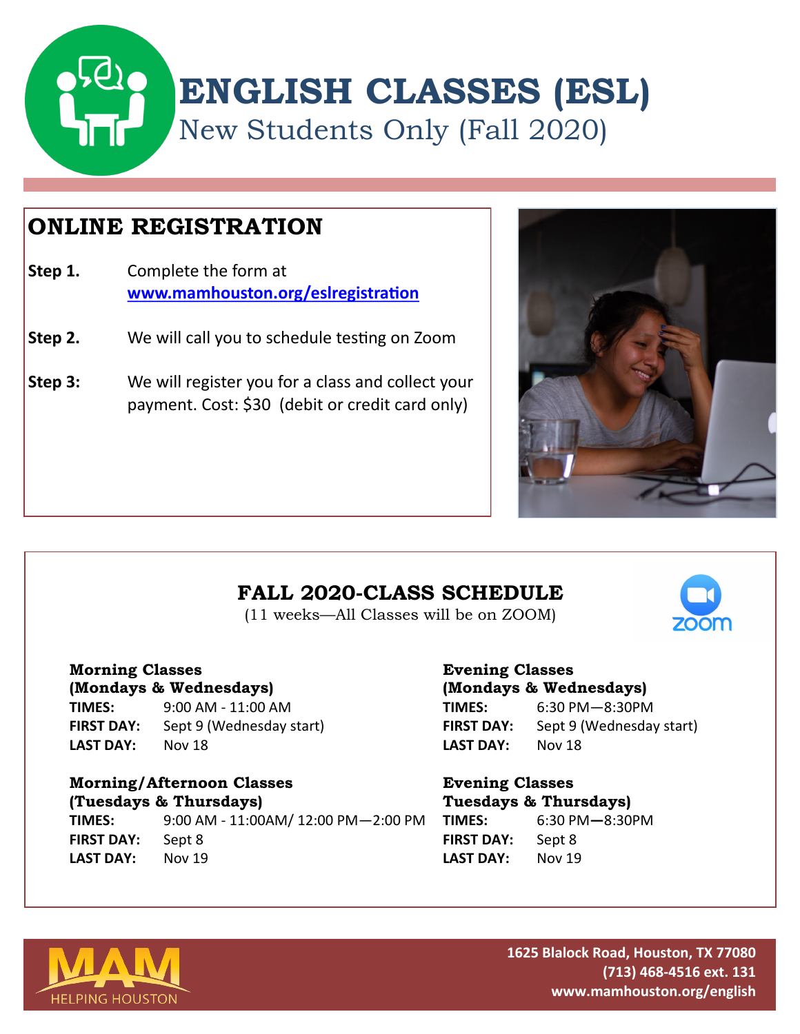# ENGLISH CLASSES (ESL)

## New Students Only (Fall 2020)

## ONLINE REGISTRATION

**Step 1.** Complete the form at [www.mamhouston.org/eslregistration](http://www.mamhouston.org/eslregistration)

**Step 2.** We will call you to schedule testing on Zoom

**Step 3:** We will register you for a class and collect your payment. Cost: $30 (debit or credit card only)

## FALL 2020-CLASS SCHEDULE

(11 weeks—All Classes will be on ZOOM)

### Morning Classes (Mondays & Wednesdays)

**TIMES:** 9:00 AM - 11:00 AM
**FIRST DAY:** Sept 9 (Wednesday start)
**LAST DAY:** Nov 18

### Morning/Afternoon Classes (Tuesdays & Thursdays)

**TIMES:** 9:00 AM - 11:00AM/ 12:00 PM—2:00 PM
**FIRST DAY:** Sept 8
**LAST DAY:** Nov 19

### Evening Classes (Mondays & Wednesdays)

**TIMES:** 6:30 PM—8:30PM
**FIRST DAY:** Sept 9 (Wednesday start)
**LAST DAY:** Nov 18

### Evening Classes Tuesdays & Thursdays)

**TIMES:** 6:30 PM—8:30PM
**FIRST DAY:** Sept 8
**LAST DAY:** Nov 19

MAM HELPING HOUSTON

**1625 Blalock Road, Houston, TX 77080**
**(713) 468-4516 ext. 131**
**www.mamhouston.org/english**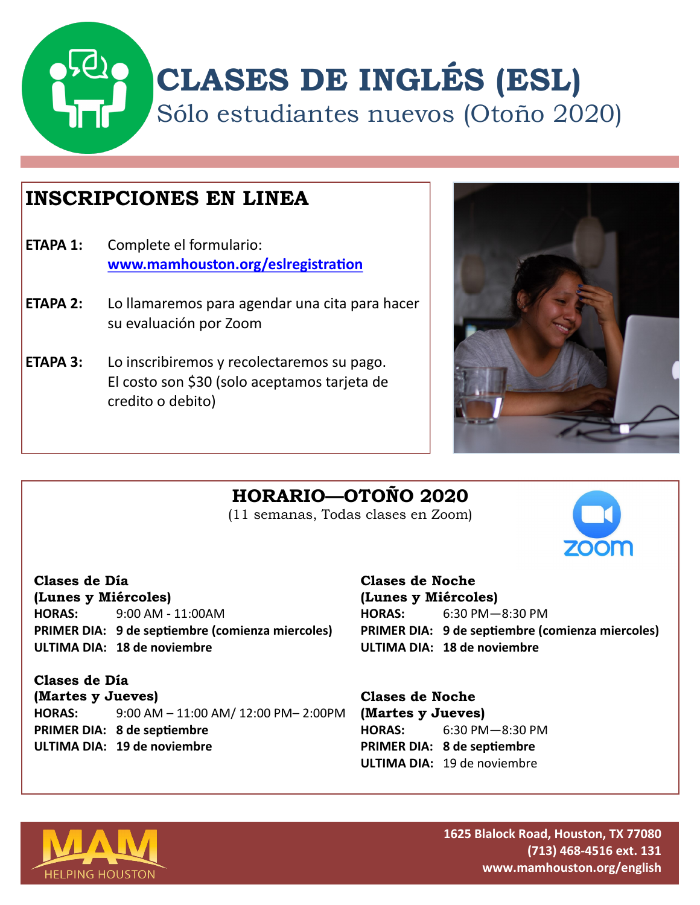# CLASES DE INGLÉS (ESL)

Sólo estudiantes nuevos (Otoño 2020)

## INSCRIPCIONES EN LINEA

**ETAPA 1:** Complete el formulario: **www.mamhouston.org/eslregistration**

**ETAPA 2:** Lo llamaremos para agendar una cita para hacer su evaluación por Zoom

**ETAPA 3:** Lo inscribiremos y recolectaremos su pago. El costo son $30 (solo aceptamos tarjeta de credito o debito)

## HORARIO—OTOÑO 2020

(11 semanas, Todas clases en Zoom)

zoom

### Clases de Día (Lunes y Miércoles)

**HORAS:** 9:00 AM - 11:00AM

**PRIMER DIA:** **9 de septiembre (comienza miercoles)**

**ULTIMA DIA:** **18 de noviembre**

### Clases de Día (Martes y Jueves)

**HORAS:** 9:00 AM – 11:00 AM/ 12:00 PM– 2:00PM

**PRIMER DIA:** **8 de septiembre**

**ULTIMA DIA:** **19 de noviembre**

### Clases de Noche (Lunes y Miércoles)

**HORAS:** 6:30 PM—8:30 PM

**PRIMER DIA:** **9 de septiembre (comienza miercoles)**

**ULTIMA DIA:** **18 de noviembre**

### Clases de Noche (Martes y Jueves)

**HORAS:** 6:30 PM—8:30 PM

**PRIMER DIA:** **8 de septiembre**

**ULTIMA DIA:** 19 de noviembre

MAM HELPING HOUSTON

**1625 Blalock Road, Houston, TX 77080**
**(713) 468-4516 ext. 131**
**www.mamhouston.org/english**